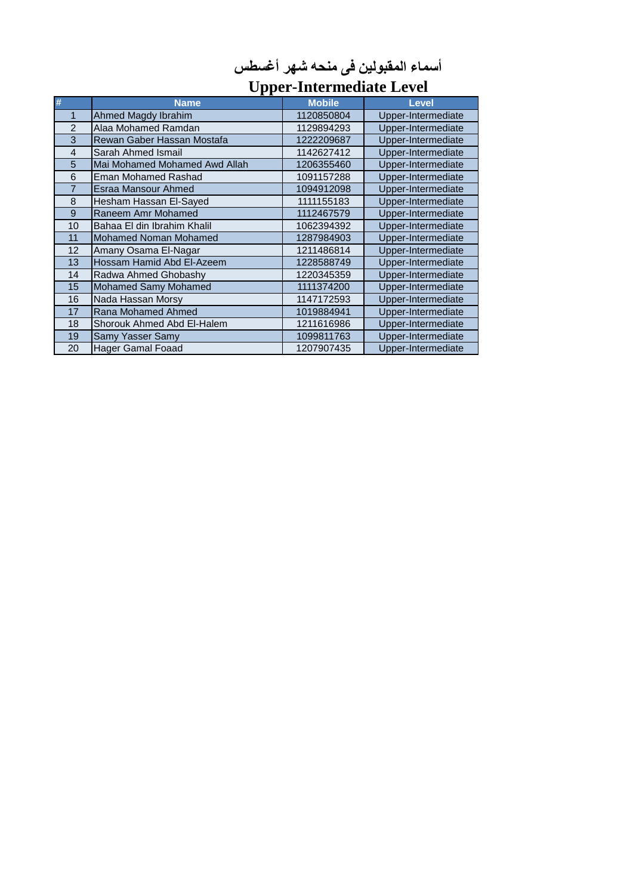# أسماء المقبولين فى منحه شهر أغسطس

## Upper-Intermediate Level

| # | Name | Mobile | Level |
|---|---|---|---|
| 1 | Ahmed Magdy Ibrahim | 1120850804 | Upper-Intermediate |
| 2 | Alaa Mohamed Ramdan | 1129894293 | Upper-Intermediate |
| 3 | Rewan Gaber Hassan Mostafa | 1222209687 | Upper-Intermediate |
| 4 | Sarah Ahmed Ismail | 1142627412 | Upper-Intermediate |
| 5 | Mai Mohamed Mohamed Awd Allah | 1206355460 | Upper-Intermediate |
| 6 | Eman Mohamed Rashad | 1091157288 | Upper-Intermediate |
| 7 | Esraa Mansour Ahmed | 1094912098 | Upper-Intermediate |
| 8 | Hesham Hassan El-Sayed | 1111155183 | Upper-Intermediate |
| 9 | Raneem Amr Mohamed | 1112467579 | Upper-Intermediate |
| 10 | Bahaa El din Ibrahim Khalil | 1062394392 | Upper-Intermediate |
| 11 | Mohamed Noman Mohamed | 1287984903 | Upper-Intermediate |
| 12 | Amany Osama El-Nagar | 1211486814 | Upper-Intermediate |
| 13 | Hossam Hamid Abd El-Azeem | 1228588749 | Upper-Intermediate |
| 14 | Radwa Ahmed Ghobashy | 1220345359 | Upper-Intermediate |
| 15 | Mohamed Samy Mohamed | 1111374200 | Upper-Intermediate |
| 16 | Nada Hassan Morsy | 1147172593 | Upper-Intermediate |
| 17 | Rana Mohamed Ahmed | 1019884941 | Upper-Intermediate |
| 18 | Shorouk Ahmed Abd El-Halem | 1211616986 | Upper-Intermediate |
| 19 | Samy Yasser Samy | 1099811763 | Upper-Intermediate |
| 20 | Hager Gamal Foaad | 1207907435 | Upper-Intermediate |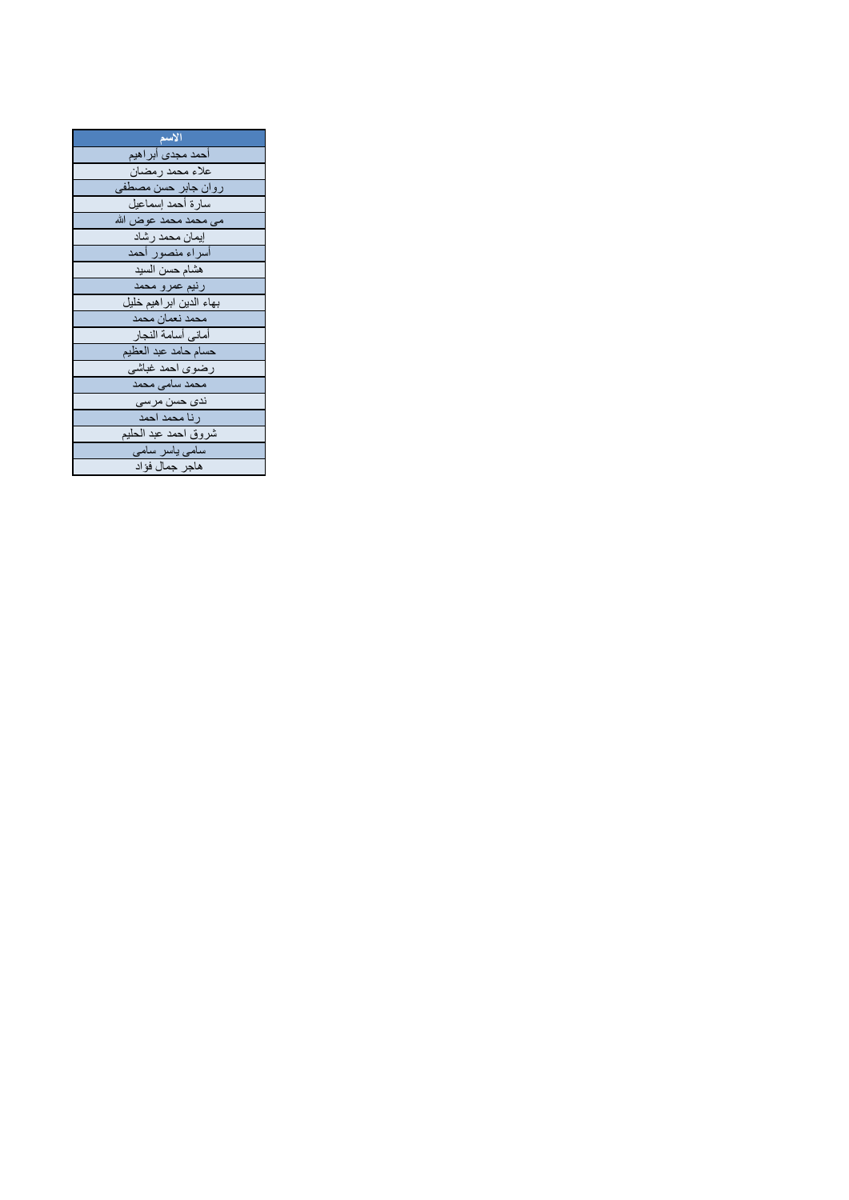| الاسم |
| --- |
| أحمد مجدى أبراهيم |
| علاء محمد رمضان |
| روان جابر حسن مصطفى |
| سارة أحمد إسماعيل |
| مى محمد محمد عوض الله |
| إيمان محمد رشاد |
| اسراء منصور أحمد |
| هشام حسن السيد |
| رنيم عمرو محمد |
| بهاء الدين ابراهيم خليل |
| محمد نعمان محمد |
| أمانى أسامة النجار |
| حسام حامد عبد العظيم |
| رضوى احمد غباشى |
| محمد سامى محمد |
| ندى حسن مرسى |
| رنا محمد احمد |
| شروق احمد عبد الحليم |
| سامى ياسر سامى |
| هاجر جمال فؤاد |